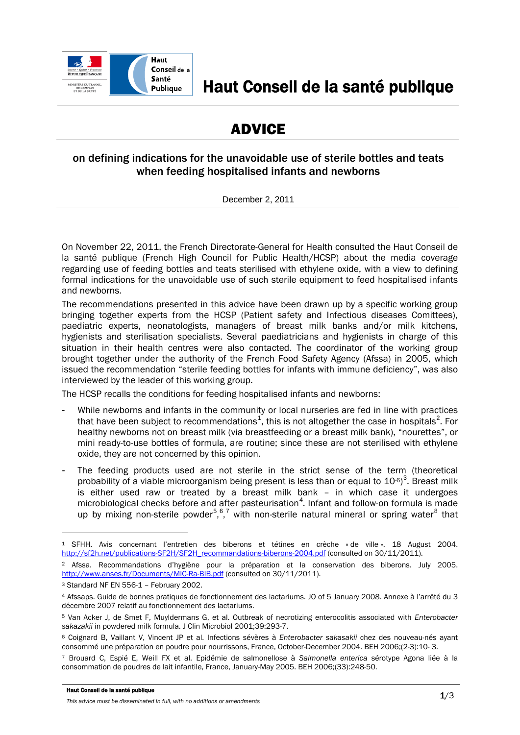# Haut Conseil de la santé publique

## ADVICE

### on defining indications for the unavoidable use of sterile bottles and teats when feeding hospitalised infants and newborns

December 2, 2011

On November 22, 2011, the French Directorate-General for Health consulted the Haut Conseil de la santé publique (French High Council for Public Health/HCSP) about the media coverage regarding use of feeding bottles and teats sterilised with ethylene oxide, with a view to defining formal indications for the unavoidable use of such sterile equipment to feed hospitalised infants and newborns.

The recommendations presented in this advice have been drawn up by a specific working group bringing together experts from the HCSP (Patient safety and Infectious diseases Comittees), paediatric experts, neonatologists, managers of breast milk banks and/or milk kitchens, hygienists and sterilisation specialists. Several paediatricians and hygienists in charge of this situation in their health centres were also contacted. The coordinator of the working group brought together under the authority of the French Food Safety Agency (Afssa) in 2005, which issued the recommendation "sterile feeding bottles for infants with immune deficiency", was also interviewed by the leader of this working group.

The HCSP recalls the conditions for feeding hospitalised infants and newborns:

- While newborns and infants in the community or local nurseries are fed in line with practices that have been subject to recommendations[1], this is not altogether the case in hospitals[2]. For healthy newborns not on breast milk (via breastfeeding or a breast milk bank), "nourettes", or mini ready-to-use bottles of formula, are routine; since these are not sterilised with ethylene oxide, they are not concerned by this opinion.
- The feeding products used are not sterile in the strict sense of the term (theoretical probability of a viable microorganism being present is less than or equal to $10^{-6}$)[3]. Breast milk is either used raw or treated by a breast milk bank – in which case it undergoes microbiological checks before and after pasteurisation[4]. Infant and follow-on formula is made up by mixing non-sterile powder[5],[6],[7] with non-sterile natural mineral or spring water[8] that

---

[1] SFHH. Avis concernant l'entretien des biberons et tétines en crèche « de ville ». 18 August 2004. http://sf2h.net/publications-SF2H/SF2H_recommandations-biberons-2004.pdf (consulted on 30/11/2011).

[2] Afssa. Recommandations d'hygiène pour la préparation et la conservation des biberons. July 2005. http://www.anses.fr/Documents/MIC-Ra-BIB.pdf (consulted on 30/11/2011).

[3] Standard NF EN 556-1 – February 2002.

[4] Afssaps. Guide de bonnes pratiques de fonctionnement des lactariums. JO of 5 January 2008. Annexe à l'arrêté du 3 décembre 2007 relatif au fonctionnement des lactariums.

[5] Van Acker J, de Smet F, Muyldermans G, et al. Outbreak of necrotizing enterocolitis associated with *Enterobacter sakazakii* in powdered milk formula. J Clin Microbiol 2001;39:293-7.

[6] Coignard B, Vaillant V, Vincent JP et al. Infections sévères à *Enterobacter sakasakii* chez des nouveau-nés ayant consommé une préparation en poudre pour nourrissons, France, October-December 2004. BEH 2006;(2-3):10- 3.

[7] Brouard C, Espié E, Weill FX et al. Epidémie de salmonellose à *Salmonella enterica* sérotype Agona liée à la consommation de poudres de lait infantile, France, January-May 2005. BEH 2006;(33):248-50.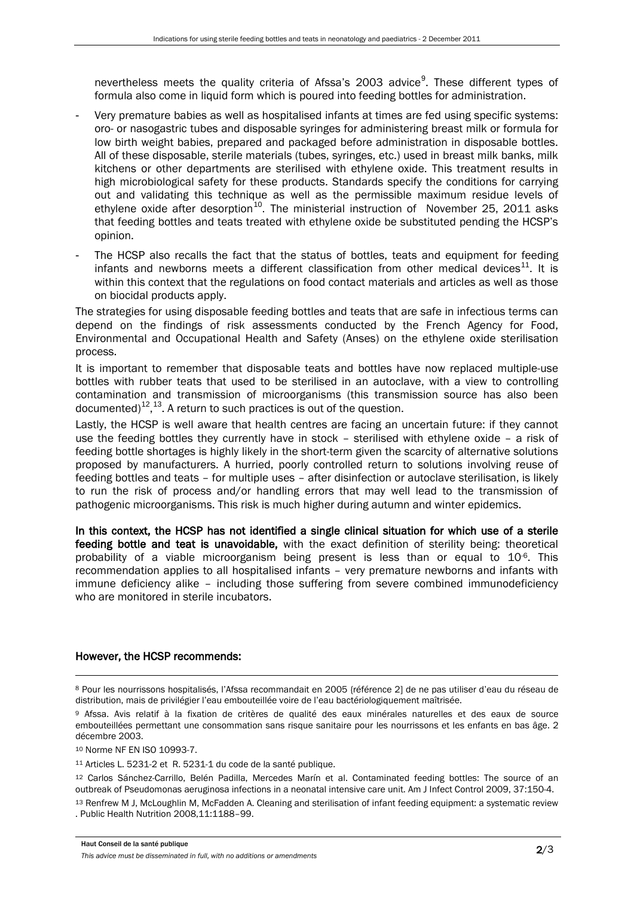nevertheless meets the quality criteria of Afssa's 2003 advice[9]. These different types of formula also come in liquid form which is poured into feeding bottles for administration.

- Very premature babies as well as hospitalised infants at times are fed using specific systems: oro- or nasogastric tubes and disposable syringes for administering breast milk or formula for low birth weight babies, prepared and packaged before administration in disposable bottles. All of these disposable, sterile materials (tubes, syringes, etc.) used in breast milk banks, milk kitchens or other departments are sterilised with ethylene oxide. This treatment results in high microbiological safety for these products. Standards specify the conditions for carrying out and validating this technique as well as the permissible maximum residue levels of ethylene oxide after desorption[10]. The ministerial instruction of November 25, 2011 asks that feeding bottles and teats treated with ethylene oxide be substituted pending the HCSP's opinion.
- The HCSP also recalls the fact that the status of bottles, teats and equipment for feeding infants and newborns meets a different classification from other medical devices[11]. It is within this context that the regulations on food contact materials and articles as well as those on biocidal products apply.

The strategies for using disposable feeding bottles and teats that are safe in infectious terms can depend on the findings of risk assessments conducted by the French Agency for Food, Environmental and Occupational Health and Safety (Anses) on the ethylene oxide sterilisation process.

It is important to remember that disposable teats and bottles have now replaced multiple-use bottles with rubber teats that used to be sterilised in an autoclave, with a view to controlling contamination and transmission of microorganisms (this transmission source has also been documented)[12],[13]. A return to such practices is out of the question.

Lastly, the HCSP is well aware that health centres are facing an uncertain future: if they cannot use the feeding bottles they currently have in stock – sterilised with ethylene oxide – a risk of feeding bottle shortages is highly likely in the short-term given the scarcity of alternative solutions proposed by manufacturers. A hurried, poorly controlled return to solutions involving reuse of feeding bottles and teats – for multiple uses – after disinfection or autoclave sterilisation, is likely to run the risk of process and/or handling errors that may well lead to the transmission of pathogenic microorganisms. This risk is much higher during autumn and winter epidemics.

**In this context, the HCSP has not identified a single clinical situation for which use of a sterile feeding bottle and teat is unavoidable,** with the exact definition of sterility being: theoretical probability of a viable microorganism being present is less than or equal to $10^{-6}$. This recommendation applies to all hospitalised infants – very premature newborns and infants with immune deficiency alike – including those suffering from severe combined immunodeficiency who are monitored in sterile incubators.

**However, the HCSP recommends:**

---

[8] Pour les nourrissons hospitalisés, l'Afssa recommandait en 2005 (référence 2] de ne pas utiliser d'eau du réseau de distribution, mais de privilégier l'eau embouteillée voire de l'eau bactériologiquement maîtrisée.

[9] Afssa. Avis relatif à la fixation de critères de qualité des eaux minérales naturelles et des eaux de source embouteillées permettant une consommation sans risque sanitaire pour les nourrissons et les enfants en bas âge. 2 décembre 2003.

[10] Norme NF EN ISO 10993-7.

[11] Articles L. 5231-2 et R. 5231-1 du code de la santé publique.

[12] Carlos Sánchez-Carrillo, Belén Padilla, Mercedes Marín et al. Contaminated feeding bottles: The source of an outbreak of Pseudomonas aeruginosa infections in a neonatal intensive care unit. Am J Infect Control 2009, 37:150-4.

[13] Renfrew M J, McLoughlin M, McFadden A. Cleaning and sterilisation of infant feeding equipment: a systematic review . Public Health Nutrition 2008,11:1188–99.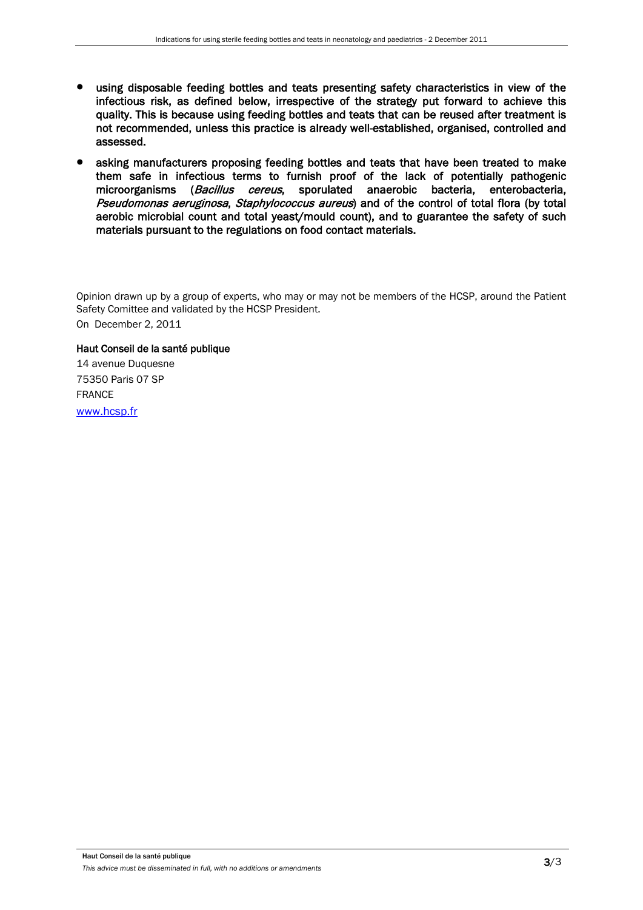- **using disposable feeding bottles and teats presenting safety characteristics in view of the infectious risk, as defined below, irrespective of the strategy put forward to achieve this quality. This is because using feeding bottles and teats that can be reused after treatment is not recommended, unless this practice is already well-established, organised, controlled and assessed.**
- **asking manufacturers proposing feeding bottles and teats that have been treated to make them safe in infectious terms to furnish proof of the lack of potentially pathogenic microorganisms (*Bacillus cereus*, sporulated anaerobic bacteria, enterobacteria, *Pseudomonas aeruginosa*, *Staphylococcus aureus*) and of the control of total flora (by total aerobic microbial count and total yeast/mould count), and to guarantee the safety of such materials pursuant to the regulations on food contact materials.**

Opinion drawn up by a group of experts, who may or may not be members of the HCSP, around the Patient Safety Comittee and validated by the HCSP President.

On December 2, 2011

**Haut Conseil de la santé publique**
14 avenue Duquesne
75350 Paris 07 SP
FRANCE
www.hcsp.fr